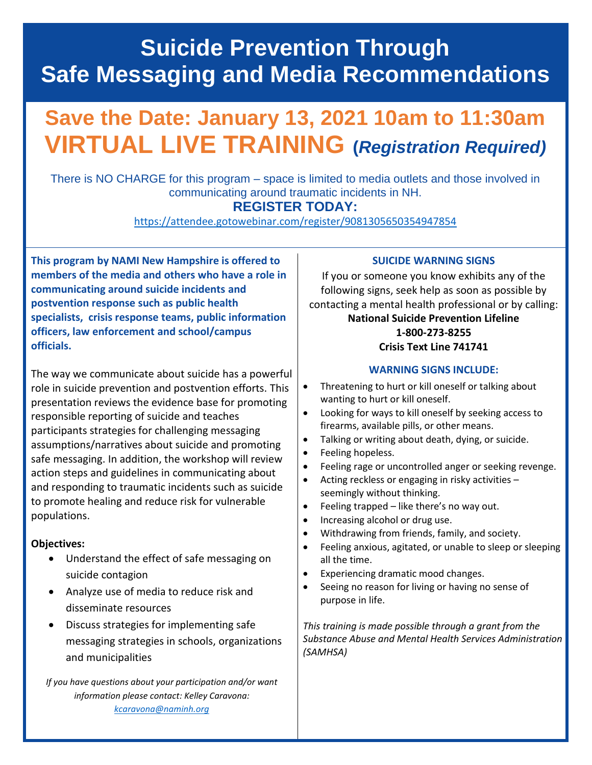# Suicide Prevention Through Safe Messaging and Media Recommendations

## Save the Date: January 13, 2021 10am to 11:30am

## VIRTUAL LIVE TRAINING *(Registration Required)*

There is NO CHARGE for this program – space is limited to media outlets and those involved in communicating around traumatic incidents in NH.

**REGISTER TODAY:**

https://attendee.gotowebinar.com/register/9081305650354947854

**This program by NAMI New Hampshire is offered to members of the media and others who have a role in communicating around suicide incidents and postvention response such as public health specialists, crisis response teams, public information officers, law enforcement and school/campus officials.**

The way we communicate about suicide has a powerful role in suicide prevention and postvention efforts. This presentation reviews the evidence base for promoting responsible reporting of suicide and teaches participants strategies for challenging messaging assumptions/narratives about suicide and promoting safe messaging. In addition, the workshop will review action steps and guidelines in communicating about and responding to traumatic incidents such as suicide to promote healing and reduce risk for vulnerable populations.

**Objectives:**

- Understand the effect of safe messaging on suicide contagion
- Analyze use of media to reduce risk and disseminate resources
- Discuss strategies for implementing safe messaging strategies in schools, organizations and municipalities

*If you have questions about your participation and/or want information please contact: Kelley Caravona: kcaravona@naminh.org*

### SUICIDE WARNING SIGNS

If you or someone you know exhibits any of the following signs, seek help as soon as possible by contacting a mental health professional or by calling:

**National Suicide Prevention Lifeline**
**1-800-273-8255**
**Crisis Text Line 741741**

### WARNING SIGNS INCLUDE:

- Threatening to hurt or kill oneself or talking about wanting to hurt or kill oneself.
- Looking for ways to kill oneself by seeking access to firearms, available pills, or other means.
- Talking or writing about death, dying, or suicide.
- Feeling hopeless.
- Feeling rage or uncontrolled anger or seeking revenge.
- Acting reckless or engaging in risky activities – seemingly without thinking.
- Feeling trapped – like there's no way out.
- Increasing alcohol or drug use.
- Withdrawing from friends, family, and society.
- Feeling anxious, agitated, or unable to sleep or sleeping all the time.
- Experiencing dramatic mood changes.
- Seeing no reason for living or having no sense of purpose in life.

*This training is made possible through a grant from the Substance Abuse and Mental Health Services Administration (SAMHSA)*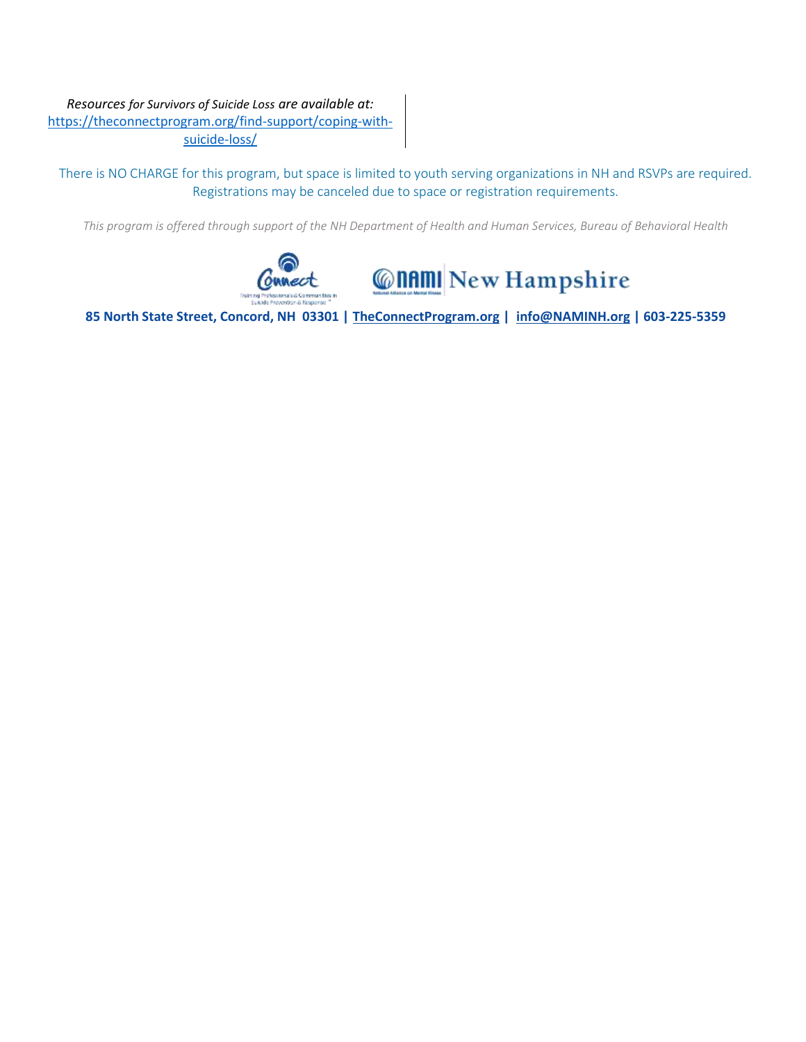*Resources for Survivors of Suicide Loss are available at:*
[https://theconnectprogram.org/find-support/coping-with-suicide-loss/](https://theconnectprogram.org/find-support/coping-with-suicide-loss/)

There is NO CHARGE for this program, but space is limited to youth serving organizations in NH and RSVPs are required. Registrations may be canceled due to space or registration requirements.

*This program is offered through support of the NH Department of Health and Human Services, Bureau of Behavioral Health*

Connect — Training Professionals & Communities in Suicide Prevention & Response

NAMI New Hampshire — National Alliance on Mental Illness

**85 North State Street, Concord, NH 03301 | [TheConnectProgram.org](https://TheConnectProgram.org) | [info@NAMINH.org](mailto:info@NAMINH.org) | 603-225-5359**